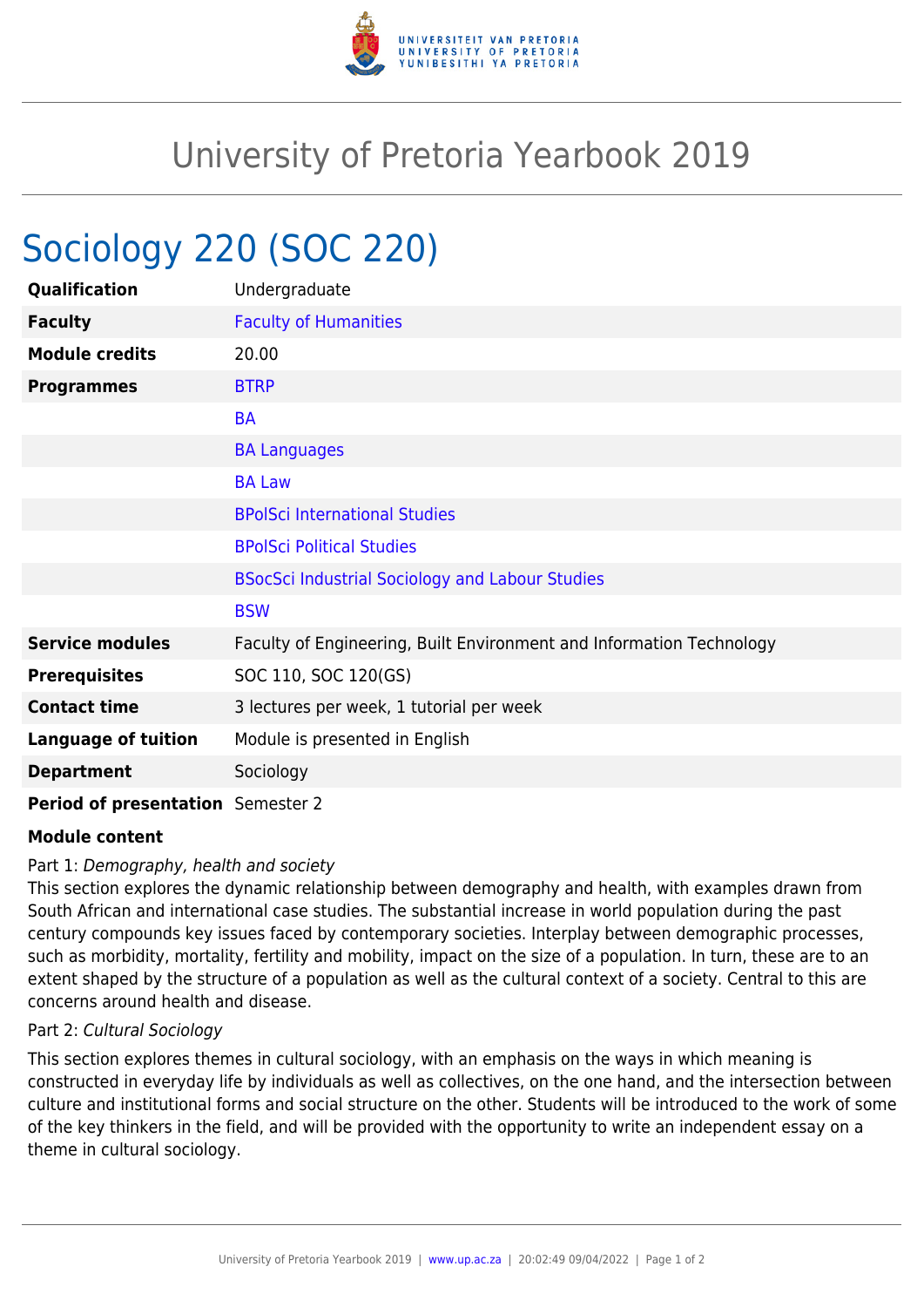# University of Pretoria Yearbook 2019

## Sociology 220 (SOC 220)

| | |
|---|---|
| **Qualification** | Undergraduate |
| **Faculty** | Faculty of Humanities |
| **Module credits** | 20.00 |
| **Programmes** | BTRP |
| | BA |
| | BA Languages |
| | BA Law |
| | BPolSci International Studies |
| | BPolSci Political Studies |
| | BSocSci Industrial Sociology and Labour Studies |
| | BSW |
| **Service modules** | Faculty of Engineering, Built Environment and Information Technology |
| **Prerequisites** | SOC 110, SOC 120(GS) |
| **Contact time** | 3 lectures per week, 1 tutorial per week |
| **Language of tuition** | Module is presented in English |
| **Department** | Sociology |
| **Period of presentation** | Semester 2 |

**Module content**

Part 1: *Demography, health and society*

This section explores the dynamic relationship between demography and health, with examples drawn from South African and international case studies. The substantial increase in world population during the past century compounds key issues faced by contemporary societies. Interplay between demographic processes, such as morbidity, mortality, fertility and mobility, impact on the size of a population. In turn, these are to an extent shaped by the structure of a population as well as the cultural context of a society. Central to this are concerns around health and disease.

Part 2: *Cultural Sociology*

This section explores themes in cultural sociology, with an emphasis on the ways in which meaning is constructed in everyday life by individuals as well as collectives, on the one hand, and the intersection between culture and institutional forms and social structure on the other. Students will be introduced to the work of some of the key thinkers in the field, and will be provided with the opportunity to write an independent essay on a theme in cultural sociology.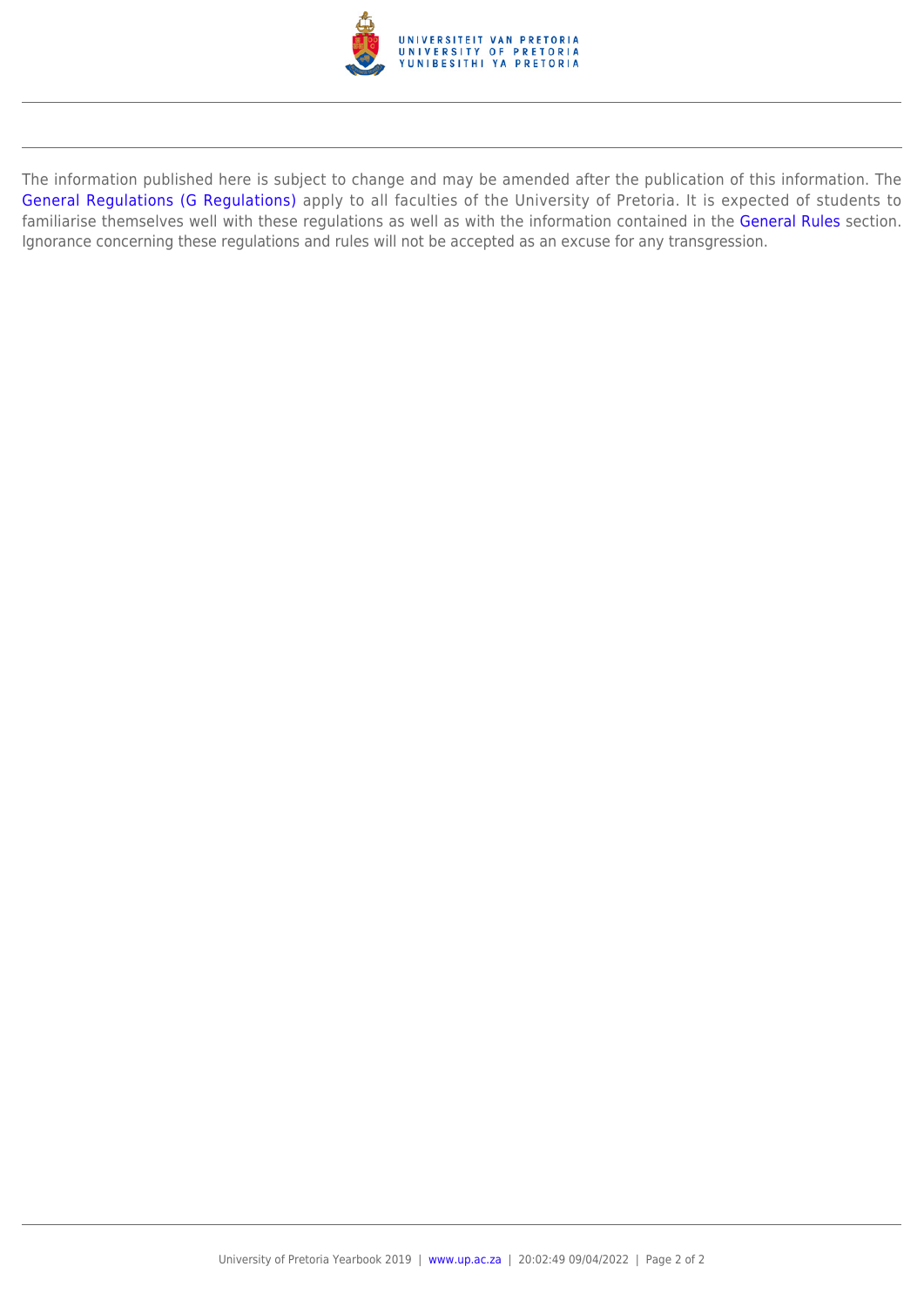The information published here is subject to change and may be amended after the publication of this information. The General Regulations (G Regulations) apply to all faculties of the University of Pretoria. It is expected of students to familiarise themselves well with these regulations as well as with the information contained in the General Rules section. Ignorance concerning these regulations and rules will not be accepted as an excuse for any transgression.